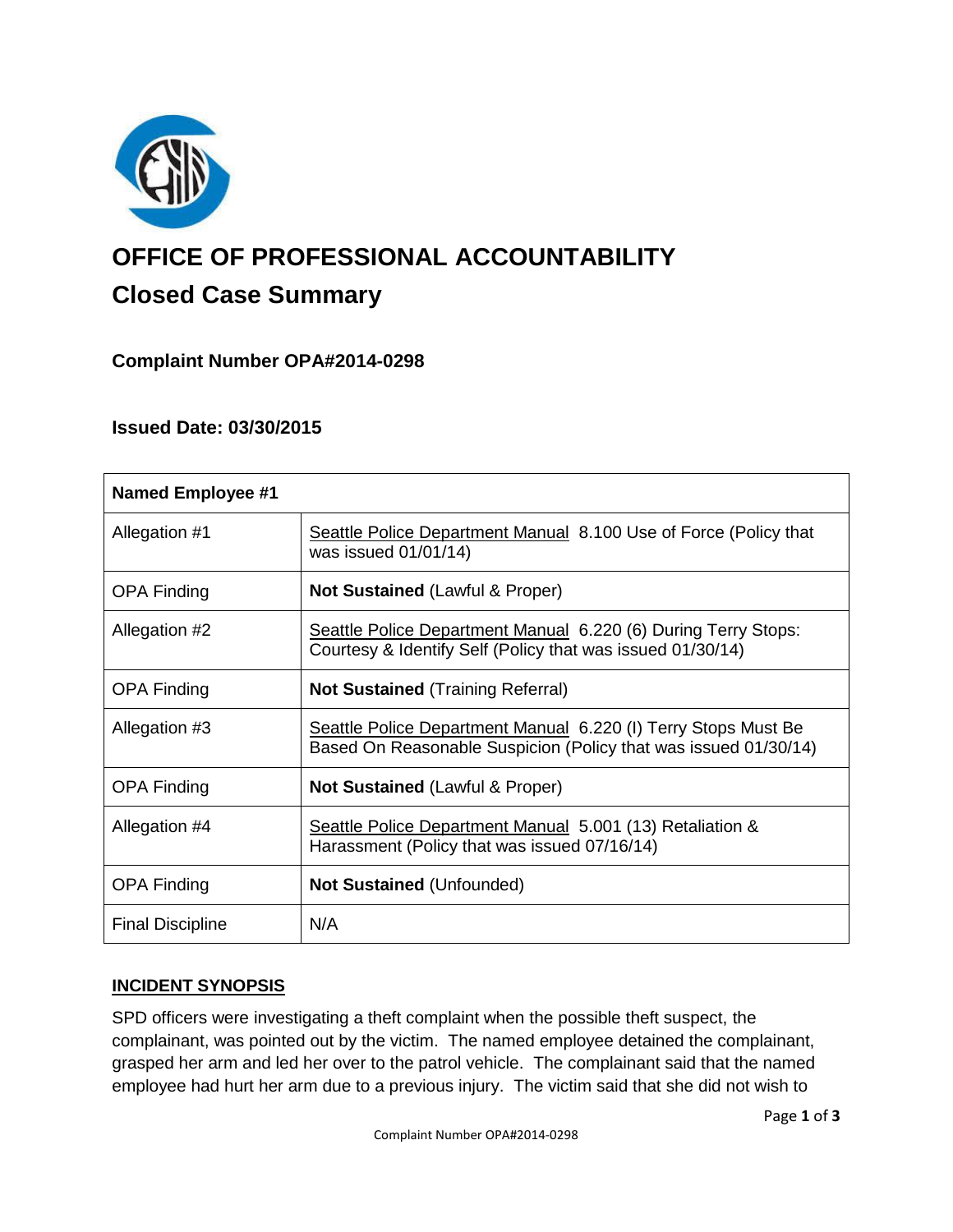# OFFICE OF PROFESSIONAL ACCOUNTABILITY

## Closed Case Summary

### Complaint Number OPA#2014-0298

### Issued Date: 03/30/2015

| Named Employee #1 | |
|---|---|
| Allegation #1 | Seattle Police Department Manual 8.100 Use of Force (Policy that was issued 01/01/14) |
| OPA Finding | **Not Sustained** (Lawful & Proper) |
| Allegation #2 | Seattle Police Department Manual 6.220 (6) During Terry Stops: Courtesy & Identify Self (Policy that was issued 01/30/14) |
| OPA Finding | **Not Sustained** (Training Referral) |
| Allegation #3 | Seattle Police Department Manual 6.220 (I) Terry Stops Must Be Based On Reasonable Suspicion (Policy that was issued 01/30/14) |
| OPA Finding | **Not Sustained** (Lawful & Proper) |
| Allegation #4 | Seattle Police Department Manual 5.001 (13) Retaliation & Harassment (Policy that was issued 07/16/14) |
| OPA Finding | **Not Sustained** (Unfounded) |
| Final Discipline | N/A |

**INCIDENT SYNOPSIS**

SPD officers were investigating a theft complaint when the possible theft suspect, the complainant, was pointed out by the victim. The named employee detained the complainant, grasped her arm and led her over to the patrol vehicle. The complainant said that the named employee had hurt her arm due to a previous injury. The victim said that she did not wish to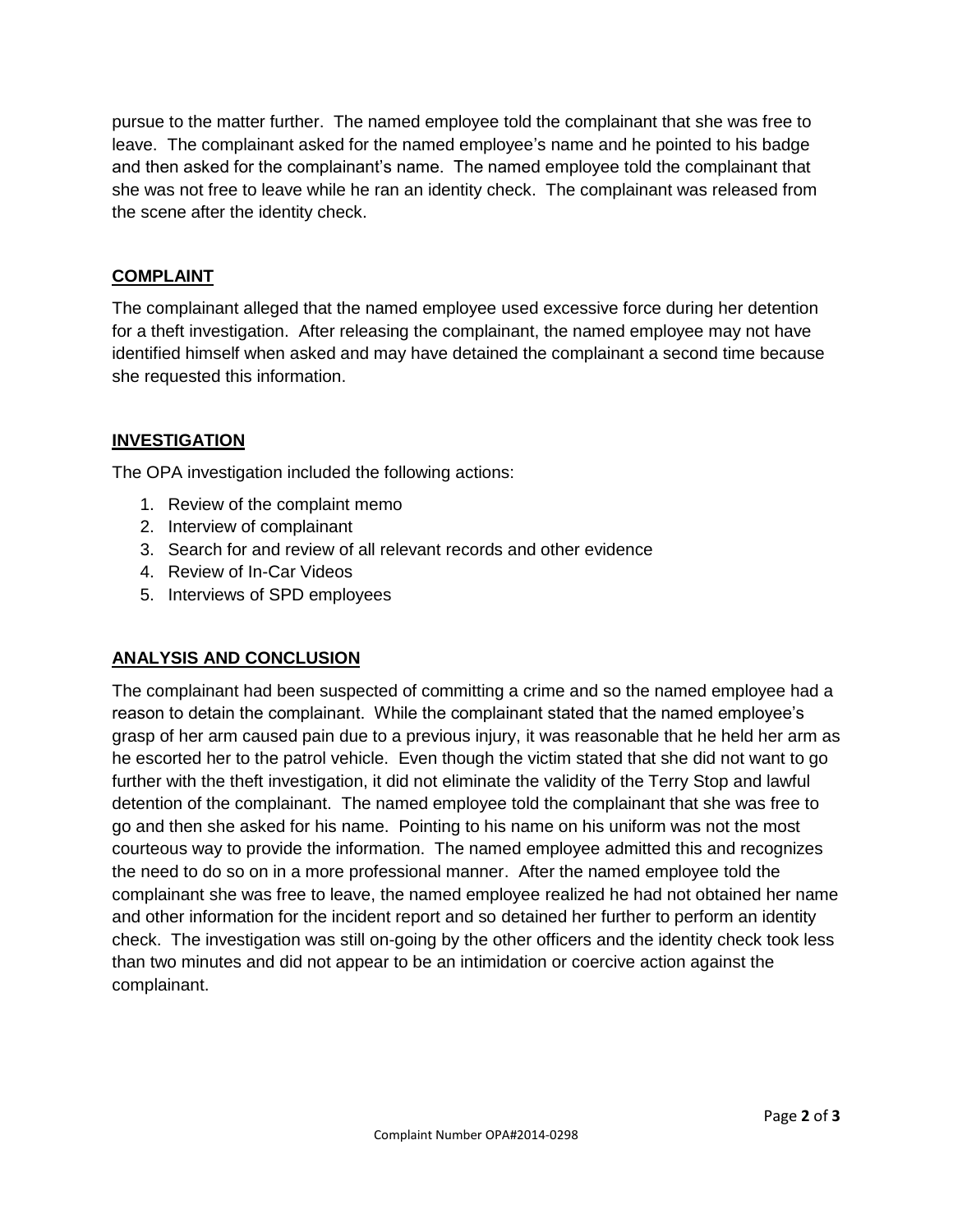pursue to the matter further. The named employee told the complainant that she was free to leave. The complainant asked for the named employee's name and he pointed to his badge and then asked for the complainant's name. The named employee told the complainant that she was not free to leave while he ran an identity check. The complainant was released from the scene after the identity check.

## COMPLAINT

The complainant alleged that the named employee used excessive force during her detention for a theft investigation. After releasing the complainant, the named employee may not have identified himself when asked and may have detained the complainant a second time because she requested this information.

## INVESTIGATION

The OPA investigation included the following actions:

1. Review of the complaint memo
2. Interview of complainant
3. Search for and review of all relevant records and other evidence
4. Review of In-Car Videos
5. Interviews of SPD employees

## ANALYSIS AND CONCLUSION

The complainant had been suspected of committing a crime and so the named employee had a reason to detain the complainant. While the complainant stated that the named employee's grasp of her arm caused pain due to a previous injury, it was reasonable that he held her arm as he escorted her to the patrol vehicle. Even though the victim stated that she did not want to go further with the theft investigation, it did not eliminate the validity of the Terry Stop and lawful detention of the complainant. The named employee told the complainant that she was free to go and then she asked for his name. Pointing to his name on his uniform was not the most courteous way to provide the information. The named employee admitted this and recognizes the need to do so on in a more professional manner. After the named employee told the complainant she was free to leave, the named employee realized he had not obtained her name and other information for the incident report and so detained her further to perform an identity check. The investigation was still on-going by the other officers and the identity check took less than two minutes and did not appear to be an intimidation or coercive action against the complainant.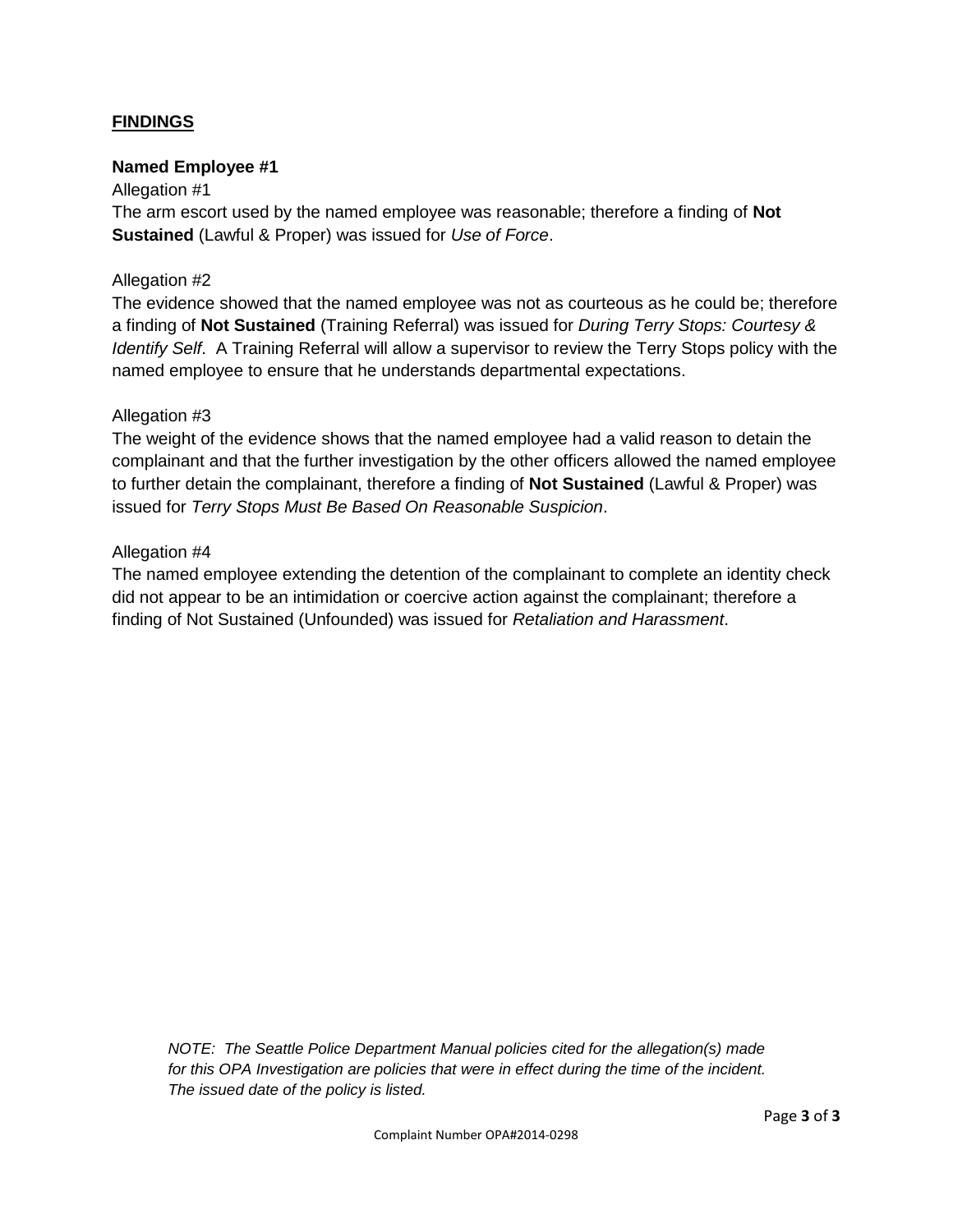## FINDINGS

**Named Employee #1**

Allegation #1

The arm escort used by the named employee was reasonable; therefore a finding of **Not Sustained** (Lawful & Proper) was issued for *Use of Force*.

Allegation #2

The evidence showed that the named employee was not as courteous as he could be; therefore a finding of **Not Sustained** (Training Referral) was issued for *During Terry Stops: Courtesy & Identify Self*. A Training Referral will allow a supervisor to review the Terry Stops policy with the named employee to ensure that he understands departmental expectations.

Allegation #3

The weight of the evidence shows that the named employee had a valid reason to detain the complainant and that the further investigation by the other officers allowed the named employee to further detain the complainant, therefore a finding of **Not Sustained** (Lawful & Proper) was issued for *Terry Stops Must Be Based On Reasonable Suspicion*.

Allegation #4

The named employee extending the detention of the complainant to complete an identity check did not appear to be an intimidation or coercive action against the complainant; therefore a finding of Not Sustained (Unfounded) was issued for *Retaliation and Harassment*.

*NOTE: The Seattle Police Department Manual policies cited for the allegation(s) made for this OPA Investigation are policies that were in effect during the time of the incident. The issued date of the policy is listed.*

Complaint Number OPA#2014-0298